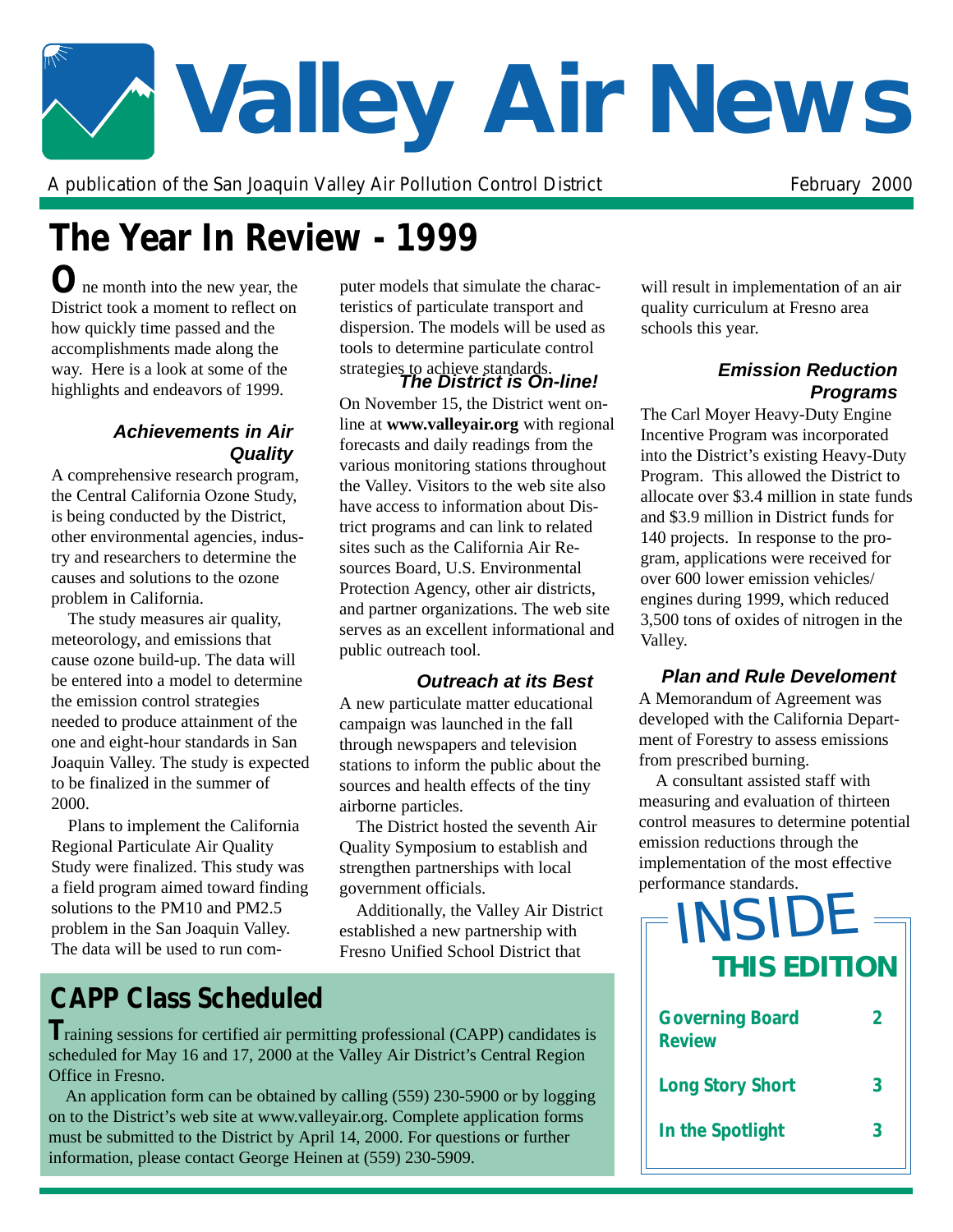# Valley Air News

A publication of the San Joaquin Valley Air Pollution Control District

February 2000

## The Year In Review - 1999

One month into the new year, the District took a moment to reflect on how quickly time passed and the accomplishments made along the way. Here is a look at some of the highlights and endeavors of 1999.

### *Achievements in Air Quality*

A comprehensive research program, the Central California Ozone Study, is being conducted by the District, other environmental agencies, industry and researchers to determine the causes and solutions to the ozone problem in California.

The study measures air quality, meteorology, and emissions that cause ozone build-up. The data will be entered into a model to determine the emission control strategies needed to produce attainment of the one and eight-hour standards in San Joaquin Valley. The study is expected to be finalized in the summer of 2000.

Plans to implement the California Regional Particulate Air Quality Study were finalized. This study was a field program aimed toward finding solutions to the PM10 and PM2.5 problem in the San Joaquin Valley. The data will be used to run computer models that simulate the characteristics of particulate transport and dispersion. The models will be used as tools to determine particulate control strategies to achieve standards.

### *The District is On-line!*

On November 15, the District went on-line at **www.valleyair.org** with regional forecasts and daily readings from the various monitoring stations throughout the Valley. Visitors to the web site also have access to information about District programs and can link to related sites such as the California Air Resources Board, U.S. Environmental Protection Agency, other air districts, and partner organizations. The web site serves as an excellent informational and public outreach tool.

### *Outreach at its Best*

A new particulate matter educational campaign was launched in the fall through newspapers and television stations to inform the public about the sources and health effects of the tiny airborne particles.

The District hosted the seventh Air Quality Symposium to establish and strengthen partnerships with local government officials.

Additionally, the Valley Air District established a new partnership with Fresno Unified School District that will result in implementation of an air quality curriculum at Fresno area schools this year.

### *Emission Reduction Programs*

The Carl Moyer Heavy-Duty Engine Incentive Program was incorporated into the District's existing Heavy-Duty Program. This allowed the District to allocate over $3.4 million in state funds and $3.9 million in District funds for 140 projects. In response to the program, applications were received for over 600 lower emission vehicles/engines during 1999, which reduced 3,500 tons of oxides of nitrogen in the Valley.

### *Plan and Rule Develoment*

A Memorandum of Agreement was developed with the California Department of Forestry to assess emissions from prescribed burning.

A consultant assisted staff with measuring and evaluation of thirteen control measures to determine potential emission reductions through the implementation of the most effective performance standards.

## CAPP Class Scheduled

Training sessions for certified air permitting professional (CAPP) candidates is scheduled for May 16 and 17, 2000 at the Valley Air District's Central Region Office in Fresno.

An application form can be obtained by calling (559) 230-5900 or by logging on to the District's web site at www.valleyair.org. Complete application forms must be submitted to the District by April 14, 2000. For questions or further information, please contact George Heinen at (559) 230-5909.

## INSIDE THIS EDITION

| | |
|---|---|
| **Governing Board Review** | **2** |
| **Long Story Short** | **3** |
| **In the Spotlight** | **3** |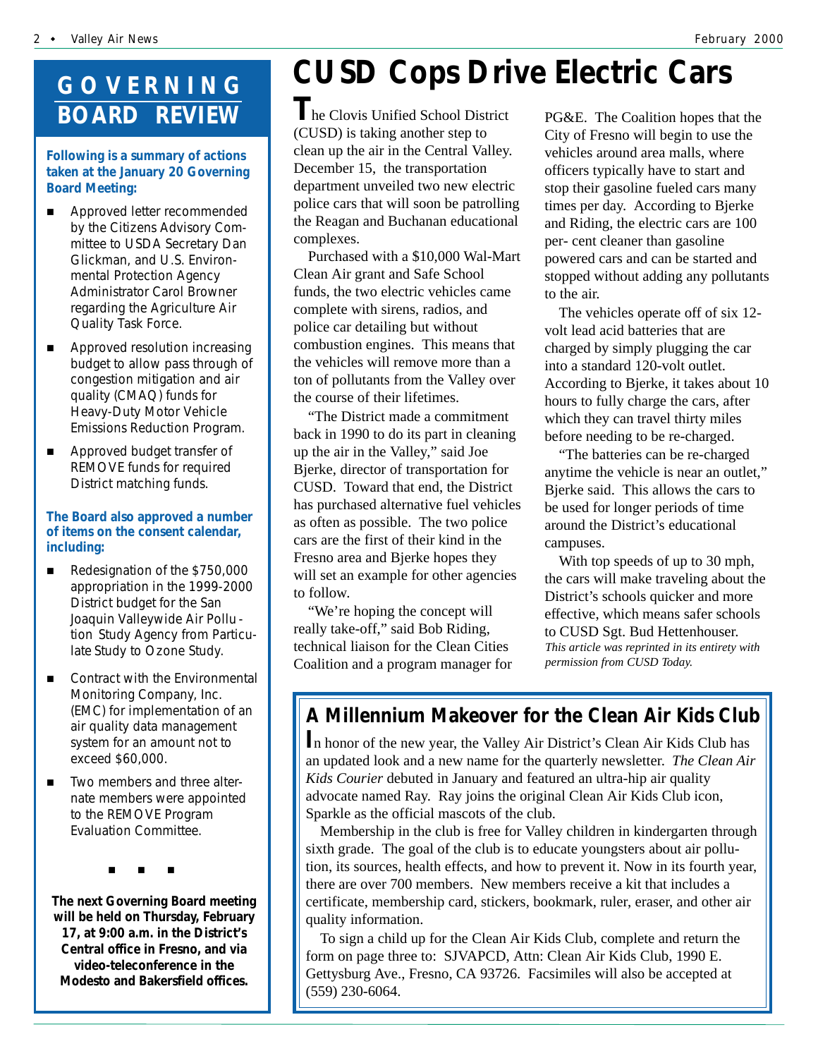## GOVERNING BOARD REVIEW

**Following is a summary of actions taken at the January 20 Governing Board Meeting:**

- Approved letter recommended by the Citizens Advisory Committee to USDA Secretary Dan Glickman, and U.S. Environmental Protection Agency Administrator Carol Browner regarding the Agriculture Air Quality Task Force.
- Approved resolution increasing budget to allow pass through of congestion mitigation and air quality (CMAQ) funds for Heavy-Duty Motor Vehicle Emissions Reduction Program.
- Approved budget transfer of REMOVE funds for required District matching funds.

**The Board also approved a number of items on the consent calendar, including:**

- Redesignation of the $750,000 appropriation in the 1999-2000 District budget for the San Joaquin Valleywide Air Pollution Study Agency from Particulate Study to Ozone Study.
- Contract with the Environmental Monitoring Company, Inc. (EMC) for implementation of an air quality data management system for an amount not to exceed $60,000.
- Two members and three alternate members were appointed to the REMOVE Program Evaluation Committee.

■ ■ ■

**The next Governing Board meeting will be held on Thursday, February 17, at 9:00 a.m. in the District's Central office in Fresno, and via video-teleconference in the Modesto and Bakersfield offices.**

# CUSD Cops Drive Electric Cars

The Clovis Unified School District (CUSD) is taking another step to clean up the air in the Central Valley. December 15, the transportation department unveiled two new electric police cars that will soon be patrolling the Reagan and Buchanan educational complexes.

Purchased with a $10,000 Wal-Mart Clean Air grant and Safe School funds, the two electric vehicles came complete with sirens, radios, and police car detailing but without combustion engines. This means that the vehicles will remove more than a ton of pollutants from the Valley over the course of their lifetimes.

"The District made a commitment back in 1990 to do its part in cleaning up the air in the Valley," said Joe Bjerke, director of transportation for CUSD. Toward that end, the District has purchased alternative fuel vehicles as often as possible. The two police cars are the first of their kind in the Fresno area and Bjerke hopes they will set an example for other agencies to follow.

"We're hoping the concept will really take-off," said Bob Riding, technical liaison for the Clean Cities Coalition and a program manager for PG&E. The Coalition hopes that the City of Fresno will begin to use the vehicles around area malls, where officers typically have to start and stop their gasoline fueled cars many times per day. According to Bjerke and Riding, the electric cars are 100 per- cent cleaner than gasoline powered cars and can be started and stopped without adding any pollutants to the air.

The vehicles operate off of six 12-volt lead acid batteries that are charged by simply plugging the car into a standard 120-volt outlet. According to Bjerke, it takes about 10 hours to fully charge the cars, after which they can travel thirty miles before needing to be re-charged.

"The batteries can be re-charged anytime the vehicle is near an outlet," Bjerke said. This allows the cars to be used for longer periods of time around the District's educational campuses.

With top speeds of up to 30 mph, the cars will make traveling about the District's schools quicker and more effective, which means safer schools to CUSD Sgt. Bud Hettenhouser.

*This article was reprinted in its entirety with permission from CUSD Today.*

## A Millennium Makeover for the Clean Air Kids Club

In honor of the new year, the Valley Air District's Clean Air Kids Club has an updated look and a new name for the quarterly newsletter. *The Clean Air Kids Courier* debuted in January and featured an ultra-hip air quality advocate named Ray. Ray joins the original Clean Air Kids Club icon, Sparkle as the official mascots of the club.

Membership in the club is free for Valley children in kindergarten through sixth grade. The goal of the club is to educate youngsters about air pollution, its sources, health effects, and how to prevent it. Now in its fourth year, there are over 700 members. New members receive a kit that includes a certificate, membership card, stickers, bookmark, ruler, eraser, and other air quality information.

To sign a child up for the Clean Air Kids Club, complete and return the form on page three to: SJVAPCD, Attn: Clean Air Kids Club, 1990 E. Gettysburg Ave., Fresno, CA 93726. Facsimiles will also be accepted at (559) 230-6064.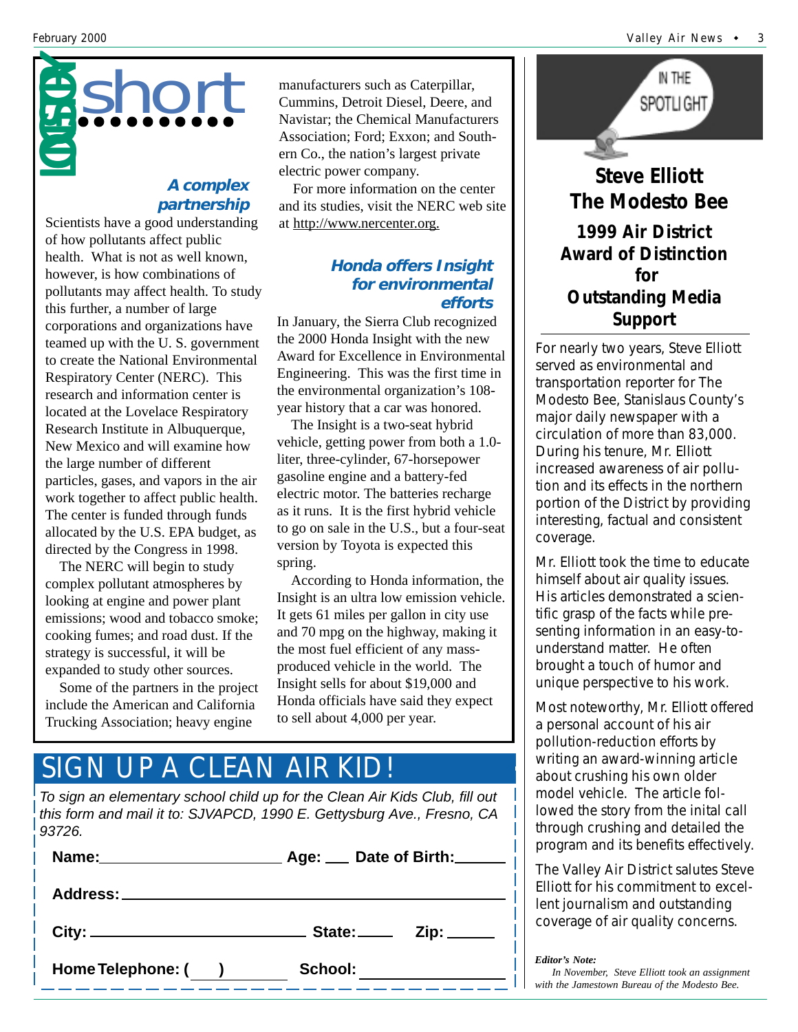# Long story short

### A complex partnership

Scientists have a good understanding of how pollutants affect public health. What is not as well known, however, is how combinations of pollutants may affect health. To study this further, a number of large corporations and organizations have teamed up with the U. S. government to create the National Environmental Respiratory Center (NERC). This research and information center is located at the Lovelace Respiratory Research Institute in Albuquerque, New Mexico and will examine how the large number of different particles, gases, and vapors in the air work together to affect public health. The center is funded through funds allocated by the U.S. EPA budget, as directed by the Congress in 1998.

The NERC will begin to study complex pollutant atmospheres by looking at engine and power plant emissions; wood and tobacco smoke; cooking fumes; and road dust. If the strategy is successful, it will be expanded to study other sources.

Some of the partners in the project include the American and California Trucking Association; heavy engine manufacturers such as Caterpillar, Cummins, Detroit Diesel, Deere, and Navistar; the Chemical Manufacturers Association; Ford; Exxon; and Southern Co., the nation's largest private electric power company.

For more information on the center and its studies, visit the NERC web site at http://www.nercenter.org.

### Honda offers Insight for environmental efforts

In January, the Sierra Club recognized the 2000 Honda Insight with the new Award for Excellence in Environmental Engineering. This was the first time in the environmental organization's 108-year history that a car was honored.

The Insight is a two-seat hybrid vehicle, getting power from both a 1.0-liter, three-cylinder, 67-horsepower gasoline engine and a battery-fed electric motor. The batteries recharge as it runs. It is the first hybrid vehicle to go on sale in the U.S., but a four-seat version by Toyota is expected this spring.

According to Honda information, the Insight is an ultra low emission vehicle. It gets 61 miles per gallon in city use and 70 mpg on the highway, making it the most fuel efficient of any mass-produced vehicle in the world. The Insight sells for about $19,000 and Honda officials have said they expect to sell about 4,000 per year.

## SIGN UP A CLEAN AIR KID!

*To sign an elementary school child up for the Clean Air Kids Club, fill out this form and mail it to: SJVAPCD, 1990 E. Gettysburg Ave., Fresno, CA 93726.*

**Name:** ______________________ **Age:** ___ **Date of Birth:** ______

**Address:** ____________________________________________

**City:** __________________________ **State:** _____ **Zip:** ______

**Home Telephone: (   )** ________ **School:** ________________

## IN THE SPOTLIGHT

### Steve Elliott
### The Modesto Bee
### 1999 Air District Award of Distinction for Outstanding Media Support

For nearly two years, Steve Elliott served as environmental and transportation reporter for The Modesto Bee, Stanislaus County's major daily newspaper with a circulation of more than 83,000. During his tenure, Mr. Elliott increased awareness of air pollution and its effects in the northern portion of the District by providing interesting, factual and consistent coverage.

Mr. Elliott took the time to educate himself about air quality issues. His articles demonstrated a scientific grasp of the facts while presenting information in an easy-to-understand matter. He often brought a touch of humor and unique perspective to his work.

Most noteworthy, Mr. Elliott offered a personal account of his air pollution-reduction efforts by writing an award-winning article about crushing his own older model vehicle. The article followed the story from the inital call through crushing and detailed the program and its benefits effectively.

The Valley Air District salutes Steve Elliott for his commitment to excellent journalism and outstanding coverage of air quality concerns.

***Editor's Note:***

*In November, Steve Elliott took an assignment with the Jamestown Bureau of the Modesto Bee.*